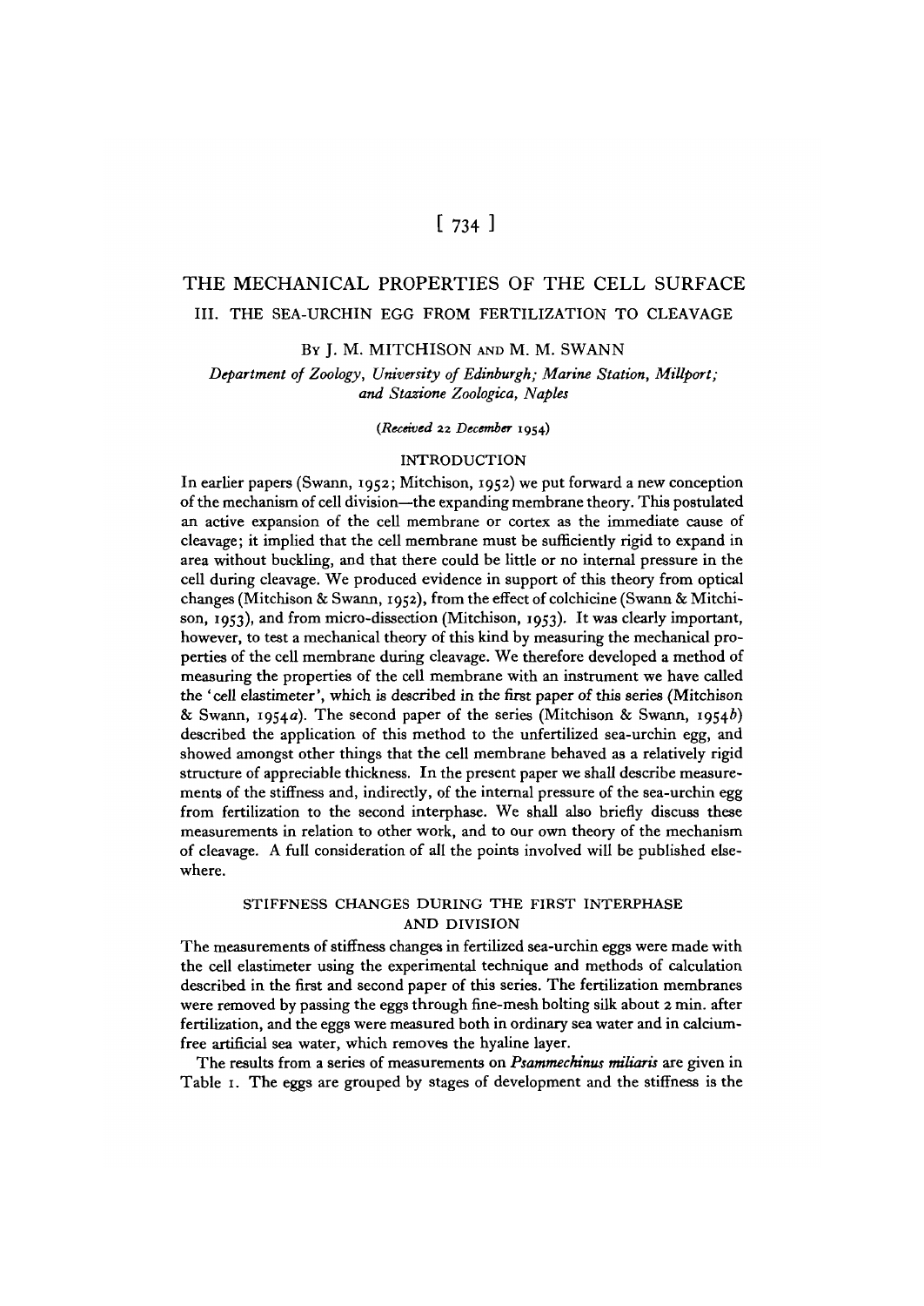# THE MECHANICAL PROPERTIES OF THE CELL SURFACE

## III. THE SEA-URCHIN EGG FROM FERTILIZATION TO CLEAVAGE

By J. M. MITCHISON and M. M. SWANN

*Department of Zoology, University of Edinburgh; Marine Station, Millport; and Stazione Zoologica, Naples*

*(Received 22 December 1954)*

### INTRODUCTION

In earlier papers (Swann, 1952; Mitchison, 1952) we put forward a new conception of the mechanism of cell division—the expanding membrane theory. This postulated an active expansion of the cell membrane or cortex as the immediate cause of cleavage; it implied that the cell membrane must be sufficiently rigid to expand in area without buckling, and that there could be little or no internal pressure in the cell during cleavage. We produced evidence in support of this theory from optical changes (Mitchison & Swann, 1952), from the effect of colchicine (Swann & Mitchison, 1953), and from micro-dissection (Mitchison, 1953). It was clearly important, however, to test a mechanical theory of this kind by measuring the mechanical properties of the cell membrane during cleavage. We therefore developed a method of measuring the properties of the cell membrane with an instrument we have called the 'cell elastimeter', which is described in the first paper of this series (Mitchison & Swann, 1954*a*). The second paper of the series (Mitchison & Swann, 1954*b*) described the application of this method to the unfertilized sea-urchin egg, and showed amongst other things that the cell membrane behaved as a relatively rigid structure of appreciable thickness. In the present paper we shall describe measurements of the stiffness and, indirectly, of the internal pressure of the sea-urchin egg from fertilization to the second interphase. We shall also briefly discuss these measurements in relation to other work, and to our own theory of the mechanism of cleavage. A full consideration of all the points involved will be published elsewhere.

### STIFFNESS CHANGES DURING THE FIRST INTERPHASE AND DIVISION

The measurements of stiffness changes in fertilized sea-urchin eggs were made with the cell elastimeter using the experimental technique and methods of calculation described in the first and second paper of this series. The fertilization membranes were removed by passing the eggs through fine-mesh bolting silk about 2 min. after fertilization, and the eggs were measured both in ordinary sea water and in calcium-free artificial sea water, which removes the hyaline layer.

The results from a series of measurements on *Psammechinus miliaris* are given in Table 1. The eggs are grouped by stages of development and the stiffness is the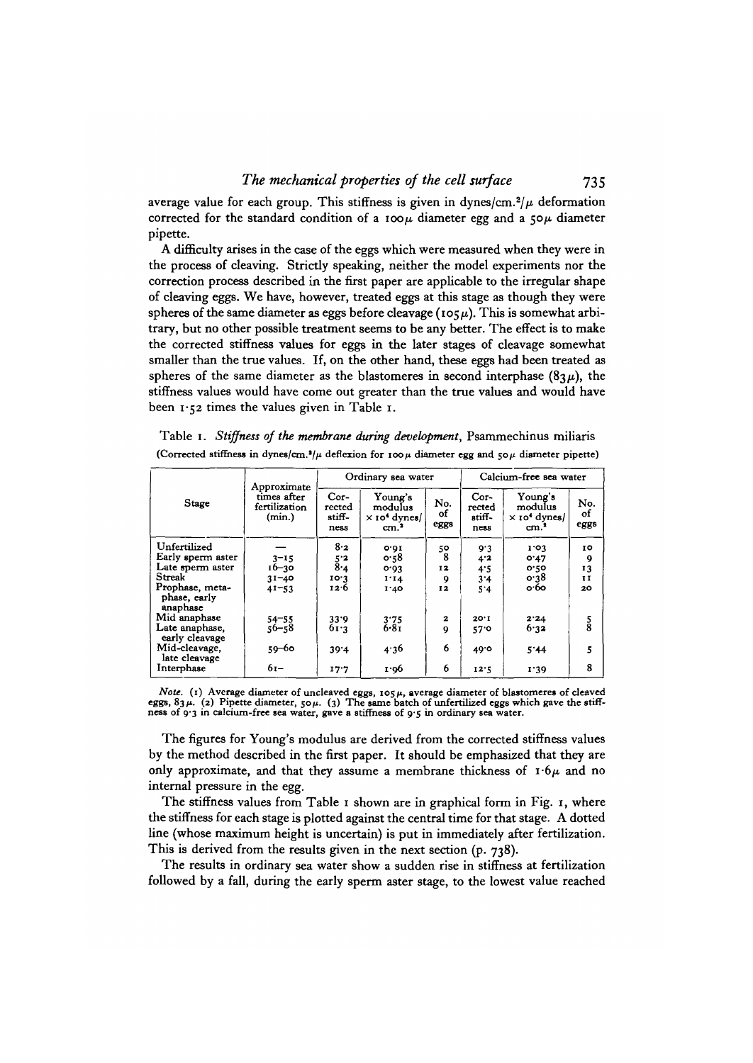average value for each group. This stiffness is given in dynes/cm.$^2$/$\mu$ deformation corrected for the standard condition of a $100\mu$ diameter egg and a $50\mu$ diameter pipette.

A difficulty arises in the case of the eggs which were measured when they were in the process of cleaving. Strictly speaking, neither the model experiments nor the correction process described in the first paper are applicable to the irregular shape of cleaving eggs. We have, however, treated eggs at this stage as though they were spheres of the same diameter as eggs before cleavage ($105\mu$). This is somewhat arbitrary, but no other possible treatment seems to be any better. The effect is to make the corrected stiffness values for eggs in the later stages of cleavage somewhat smaller than the true values. If, on the other hand, these eggs had been treated as spheres of the same diameter as the blastomeres in second interphase ($83\mu$), the stiffness values would have come out greater than the true values and would have been 1·52 times the values given in Table 1.

Table 1. *Stiffness of the membrane during development*, Psammechinus miliaris

(Corrected stiffness in dynes/cm.$^2$/$\mu$ deflexion for $100\mu$ diameter egg and $50\mu$ diameter pipette)

| Stage | Approximate times after fertilization (min.) | Ordinary sea water | | | Calcium-free sea water | | |
|---|---|---|---|---|---|---|---|
| | | Corrected stiffness | Young's modulus $\times 10^4$ dynes/cm.$^2$ | No. of eggs | Corrected stiffness | Young's modulus $\times 10^4$ dynes/cm.$^2$ | No. of eggs |
| Unfertilized | — | 8·2 | 0·91 | 50 | 9·3 | 1·03 | 10 |
| Early sperm aster | 3–15 | 5·2 | 0·58 | 8 | 4·2 | 0·47 | 9 |
| Late sperm aster | 16–30 | 8·4 | 0·93 | 12 | 4·5 | 0·50 | 13 |
| Streak | 31–40 | 10·3 | 1·14 | 9 | 3·4 | 0·38 | 11 |
| Prophase, metaphase, early anaphase | 41–53 | 12·6 | 1·40 | 12 | 5·4 | 0·60 | 20 |
| Mid anaphase | 54–55 | 33·9 | 3·75 | 2 | 20·1 | 2·24 | 5 |
| Late anaphase, early cleavage | 56–58 | 61·3 | 6·81 | 9 | 57·0 | 6·32 | 8 |
| Mid-cleavage, late cleavage | 59–60 | 39·4 | 4·36 | 6 | 49·0 | 5·44 | 5 |
| Interphase | 61– | 17·7 | 1·96 | 6 | 12·5 | 1·39 | 8 |

*Note.* (1) Average diameter of uncleaved eggs, $105\mu$, average diameter of blastomeres of cleaved eggs, $83\mu$. (2) Pipette diameter, $50\mu$. (3) The same batch of unfertilized eggs which gave the stiffness of 9·3 in calcium-free sea water, gave a stiffness of 9·5 in ordinary sea water.

The figures for Young's modulus are derived from the corrected stiffness values by the method described in the first paper. It should be emphasized that they are only approximate, and that they assume a membrane thickness of $1\cdot6\mu$ and no internal pressure in the egg.

The stiffness values from Table 1 shown are in graphical form in Fig. 1, where the stiffness for each stage is plotted against the central time for that stage. A dotted line (whose maximum height is uncertain) is put in immediately after fertilization. This is derived from the results given in the next section (p. 738).

The results in ordinary sea water show a sudden rise in stiffness at fertilization followed by a fall, during the early sperm aster stage, to the lowest value reached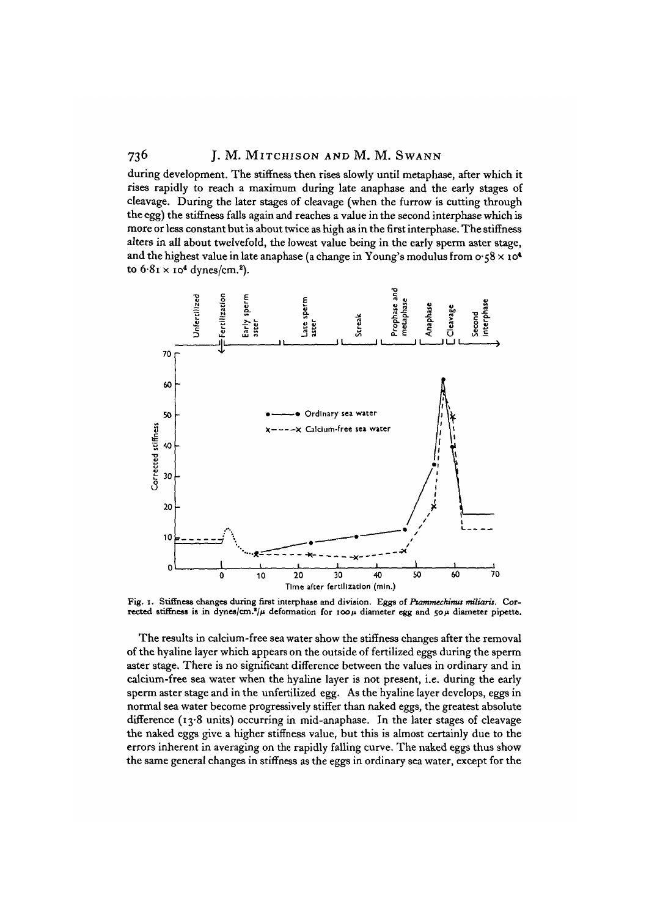during development. The stiffness then rises slowly until metaphase, after which it rises rapidly to reach a maximum during late anaphase and the early stages of cleavage. During the later stages of cleavage (when the furrow is cutting through the egg) the stiffness falls again and reaches a value in the second interphase which is more or less constant but is about twice as high as in the first interphase. The stiffness alters in all about twelvefold, the lowest value being in the early sperm aster stage, and the highest value in late anaphase (a change in Young's modulus from $0{\cdot}58 \times 10^4$ to $6{\cdot}81 \times 10^4$ dynes/cm.$^2$).

Fig. 1. Stiffness changes during first interphase and division. Eggs of *Psammechinus miliaris*. Corrected stiffness is in dynes/cm.$^2$/$\mu$ deformation for $100\,\mu$ diameter egg and $50\,\mu$ diameter pipette.

The results in calcium-free sea water show the stiffness changes after the removal of the hyaline layer which appears on the outside of fertilized eggs during the sperm aster stage. There is no significant difference between the values in ordinary and in calcium-free sea water when the hyaline layer is not present, i.e. during the early sperm aster stage and in the unfertilized egg. As the hyaline layer develops, eggs in normal sea water become progressively stiffer than naked eggs, the greatest absolute difference (13·8 units) occurring in mid-anaphase. In the later stages of cleavage the naked eggs give a higher stiffness value, but this is almost certainly due to the errors inherent in averaging on the rapidly falling curve. The naked eggs thus show the same general changes in stiffness as the eggs in ordinary sea water, except for the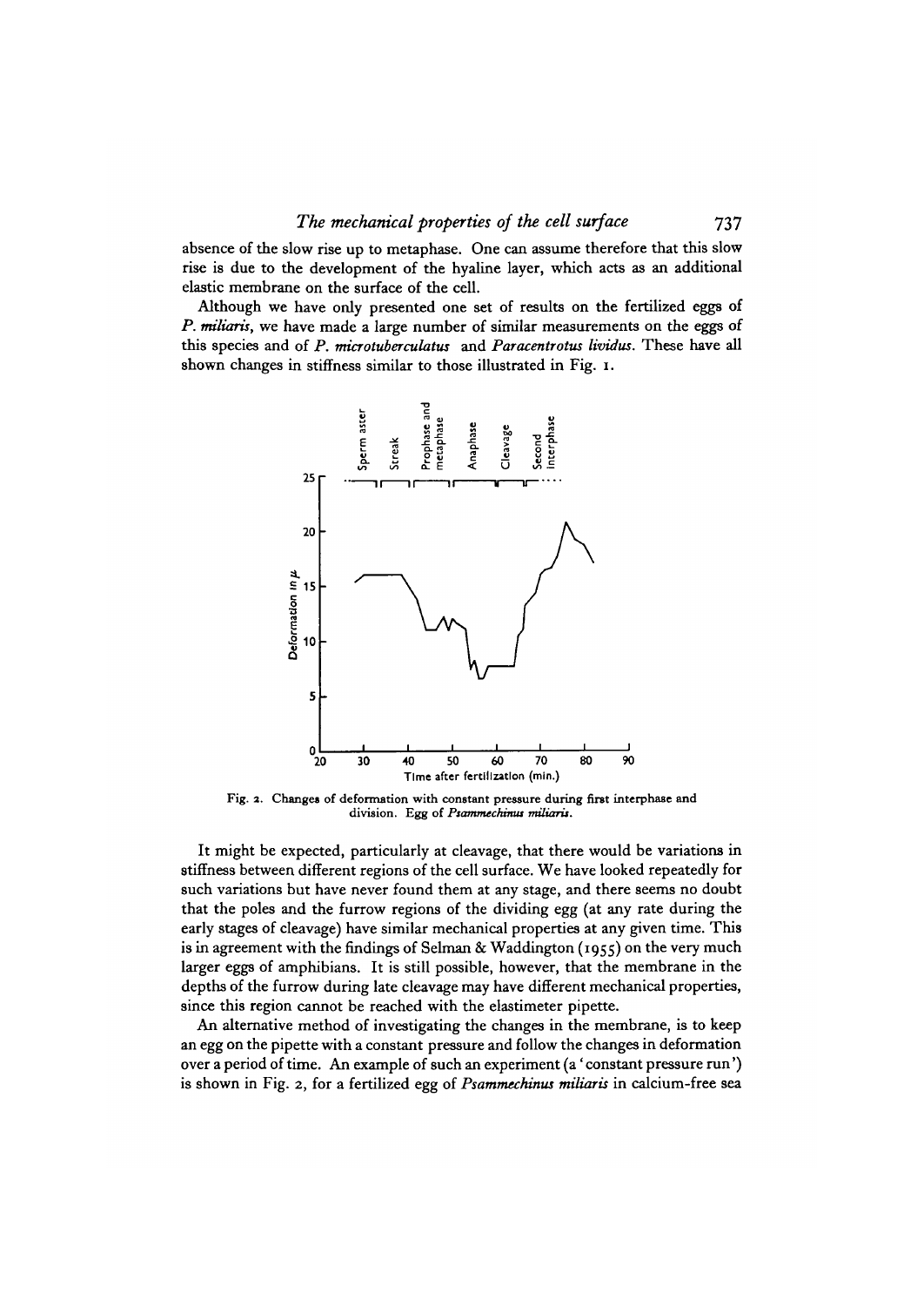absence of the slow rise up to metaphase. One can assume therefore that this slow rise is due to the development of the hyaline layer, which acts as an additional elastic membrane on the surface of the cell.

Although we have only presented one set of results on the fertilized eggs of *P. miliaris*, we have made a large number of similar measurements on the eggs of this species and of *P. microtuberculatus* and *Paracentrotus lividus*. These have all shown changes in stiffness similar to those illustrated in Fig. 1.

Fig. 2. Changes of deformation with constant pressure during first interphase and division. Egg of *Psammechinus miliaris*.

It might be expected, particularly at cleavage, that there would be variations in stiffness between different regions of the cell surface. We have looked repeatedly for such variations but have never found them at any stage, and there seems no doubt that the poles and the furrow regions of the dividing egg (at any rate during the early stages of cleavage) have similar mechanical properties at any given time. This is in agreement with the findings of Selman & Waddington (1955) on the very much larger eggs of amphibians. It is still possible, however, that the membrane in the depths of the furrow during late cleavage may have different mechanical properties, since this region cannot be reached with the elastimeter pipette.

An alternative method of investigating the changes in the membrane, is to keep an egg on the pipette with a constant pressure and follow the changes in deformation over a period of time. An example of such an experiment (a 'constant pressure run') is shown in Fig. 2, for a fertilized egg of *Psammechinus miliaris* in calcium-free sea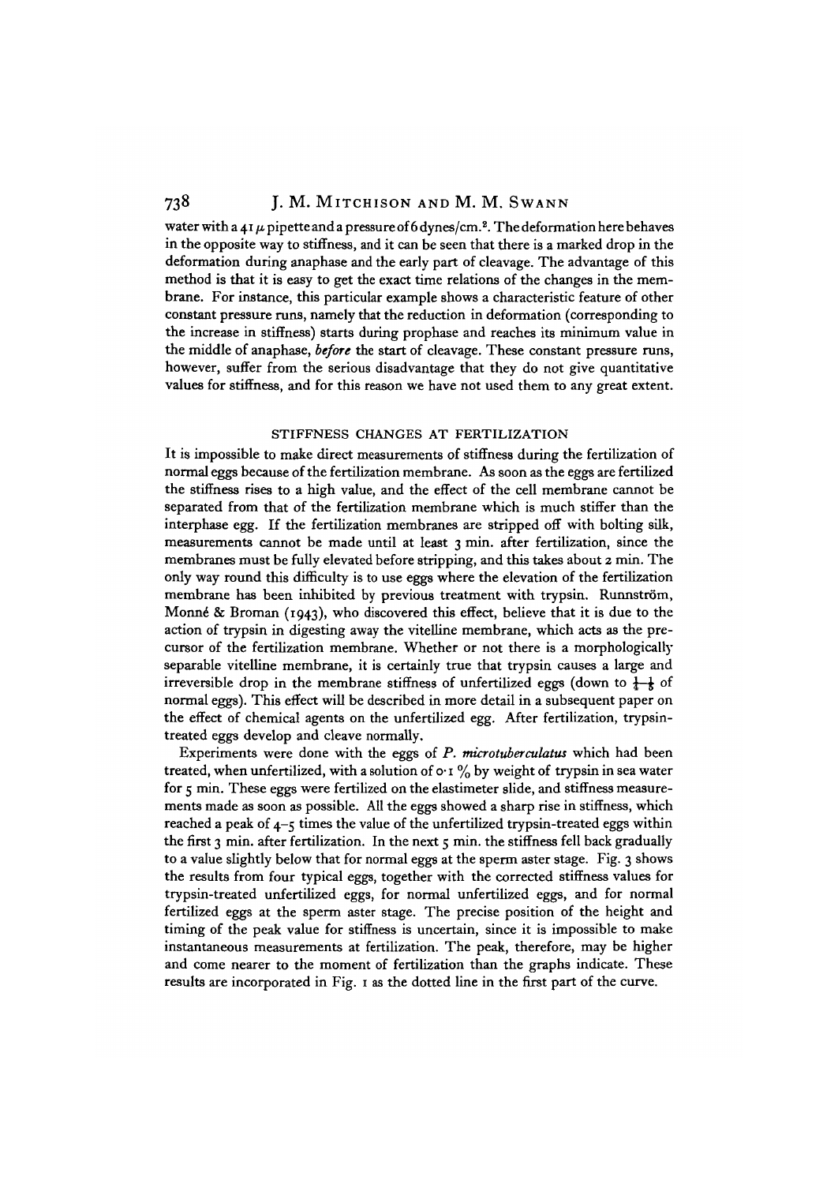water with a $41 \mu$ pipette and a pressure of 6 dynes/cm.$^2$. The deformation here behaves in the opposite way to stiffness, and it can be seen that there is a marked drop in the deformation during anaphase and the early part of cleavage. The advantage of this method is that it is easy to get the exact time relations of the changes in the membrane. For instance, this particular example shows a characteristic feature of other constant pressure runs, namely that the reduction in deformation (corresponding to the increase in stiffness) starts during prophase and reaches its minimum value in the middle of anaphase, *before* the start of cleavage. These constant pressure runs, however, suffer from the serious disadvantage that they do not give quantitative values for stiffness, and for this reason we have not used them to any great extent.

## STIFFNESS CHANGES AT FERTILIZATION

It is impossible to make direct measurements of stiffness during the fertilization of normal eggs because of the fertilization membrane. As soon as the eggs are fertilized the stiffness rises to a high value, and the effect of the cell membrane cannot be separated from that of the fertilization membrane which is much stiffer than the interphase egg. If the fertilization membranes are stripped off with bolting silk, measurements cannot be made until at least 3 min. after fertilization, since the membranes must be fully elevated before stripping, and this takes about 2 min. The only way round this difficulty is to use eggs where the elevation of the fertilization membrane has been inhibited by previous treatment with trypsin. Runnström, Monné & Broman (1943), who discovered this effect, believe that it is due to the action of trypsin in digesting away the vitelline membrane, which acts as the precursor of the fertilization membrane. Whether or not there is a morphologically separable vitelline membrane, it is certainly true that trypsin causes a large and irreversible drop in the membrane stiffness of unfertilized eggs (down to $\frac{1}{4}$–$\frac{1}{5}$ of normal eggs). This effect will be described in more detail in a subsequent paper on the effect of chemical agents on the unfertilized egg. After fertilization, trypsin-treated eggs develop and cleave normally.

Experiments were done with the eggs of *P. microtuberculatus* which had been treated, when unfertilized, with a solution of 0·1 % by weight of trypsin in sea water for 5 min. These eggs were fertilized on the elastimeter slide, and stiffness measurements made as soon as possible. All the eggs showed a sharp rise in stiffness, which reached a peak of 4–5 times the value of the unfertilized trypsin-treated eggs within the first 3 min. after fertilization. In the next 5 min. the stiffness fell back gradually to a value slightly below that for normal eggs at the sperm aster stage. Fig. 3 shows the results from four typical eggs, together with the corrected stiffness values for trypsin-treated unfertilized eggs, for normal unfertilized eggs, and for normal fertilized eggs at the sperm aster stage. The precise position of the height and timing of the peak value for stiffness is uncertain, since it is impossible to make instantaneous measurements at fertilization. The peak, therefore, may be higher and come nearer to the moment of fertilization than the graphs indicate. These results are incorporated in Fig. 1 as the dotted line in the first part of the curve.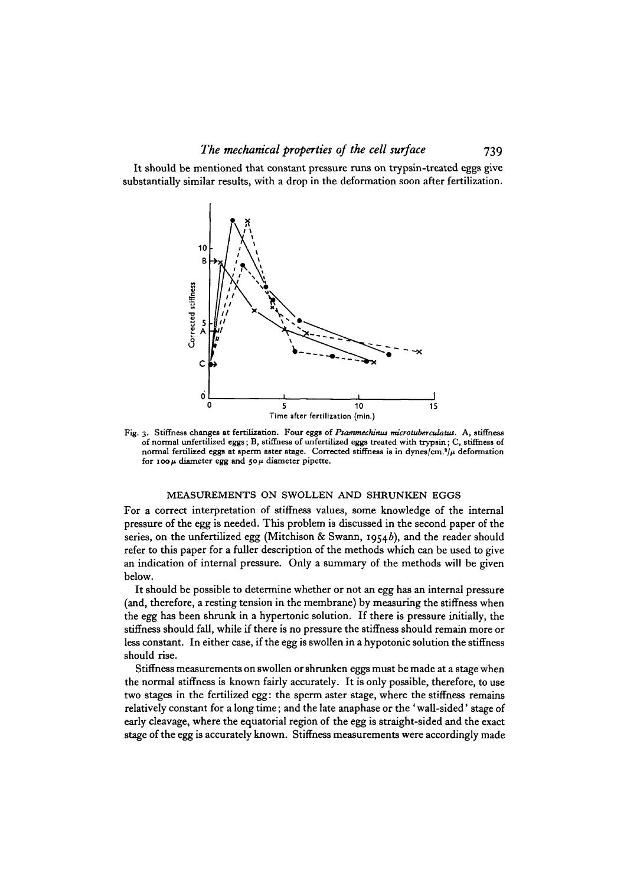It should be mentioned that constant pressure runs on trypsin-treated eggs give substantially similar results, with a drop in the deformation soon after fertilization.

Fig. 3. Stiffness changes at fertilization. Four eggs of *Psammechinus microtuberculatus*. A, stiffness of normal unfertilized eggs; B, stiffness of unfertilized eggs treated with trypsin; C, stiffness of normal fertilized eggs at sperm aster stage. Corrected stiffness is in dynes/cm.$^2$/$\mu$ deformation for 100 $\mu$ diameter egg and 50 $\mu$ diameter pipette.

## MEASUREMENTS ON SWOLLEN AND SHRUNKEN EGGS

For a correct interpretation of stiffness values, some knowledge of the internal pressure of the egg is needed. This problem is discussed in the second paper of the series, on the unfertilized egg (Mitchison & Swann, 1954*b*), and the reader should refer to this paper for a fuller description of the methods which can be used to give an indication of internal pressure. Only a summary of the methods will be given below.

It should be possible to determine whether or not an egg has an internal pressure (and, therefore, a resting tension in the membrane) by measuring the stiffness when the egg has been shrunk in a hypertonic solution. If there is pressure initially, the stiffness should fall, while if there is no pressure the stiffness should remain more or less constant. In either case, if the egg is swollen in a hypotonic solution the stiffness should rise.

Stiffness measurements on swollen or shrunken eggs must be made at a stage when the normal stiffness is known fairly accurately. It is only possible, therefore, to use two stages in the fertilized egg: the sperm aster stage, where the stiffness remains relatively constant for a long time; and the late anaphase or the 'wall-sided' stage of early cleavage, where the equatorial region of the egg is straight-sided and the exact stage of the egg is accurately known. Stiffness measurements were accordingly made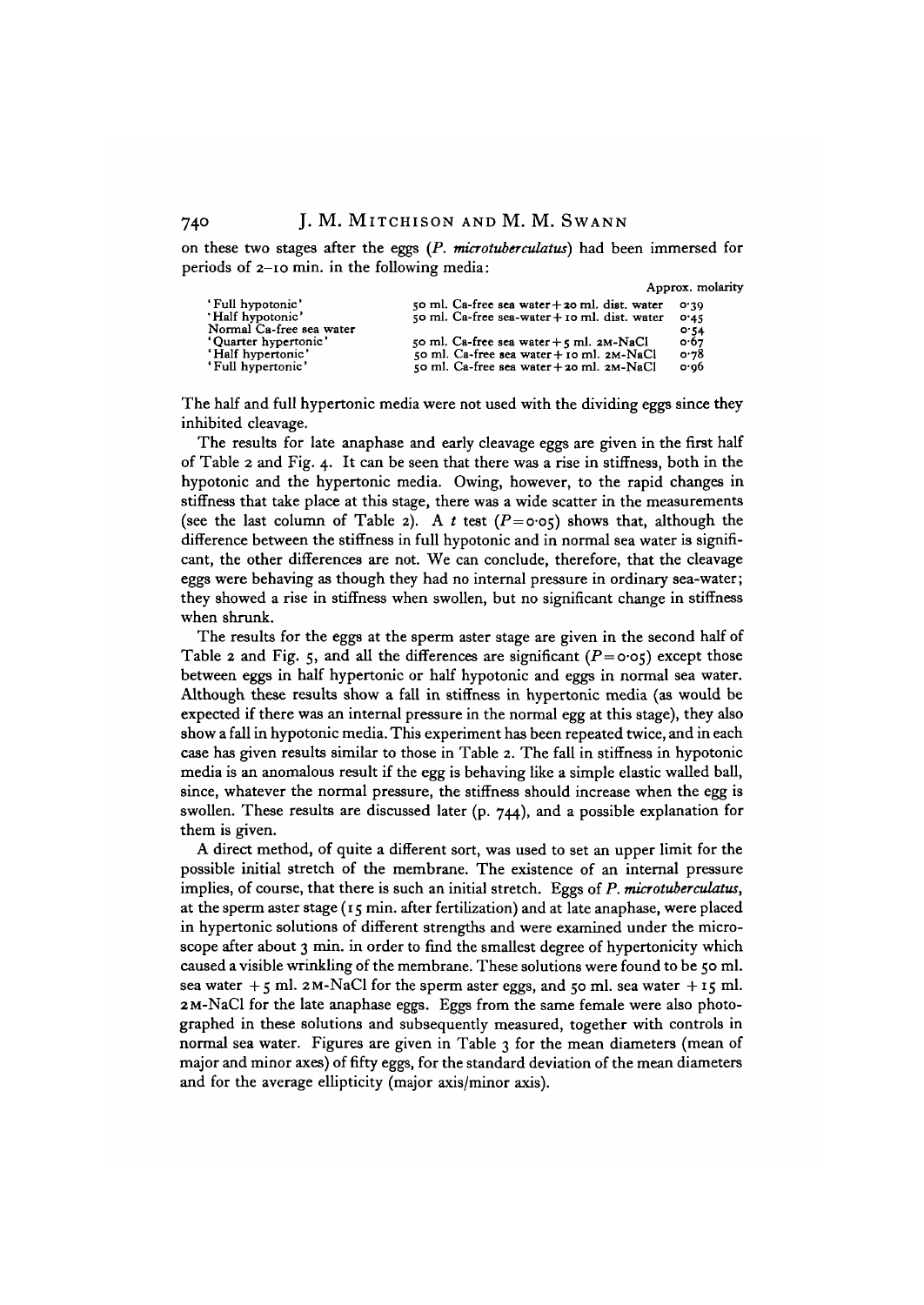on these two stages after the eggs (*P. microtuberculatus*) had been immersed for periods of 2–10 min. in the following media:

| | | Approx. molarity |
|---|---|---|
| 'Full hypotonic' | 50 ml. Ca-free sea water + 20 ml. dist. water | 0·39 |
| 'Half hypotonic' | 50 ml. Ca-free sea-water + 10 ml. dist. water | 0·45 |
| Normal Ca-free sea water | | 0·54 |
| 'Quarter hypertonic' | 50 ml. Ca-free sea water + 5 ml. 2M-NaCl | 0·67 |
| 'Half hypertonic' | 50 ml. Ca-free sea water + 10 ml. 2M-NaCl | 0·78 |
| 'Full hypertonic' | 50 ml. Ca-free sea water + 20 ml. 2M-NaCl | 0·96 |

The half and full hypertonic media were not used with the dividing eggs since they inhibited cleavage.

The results for late anaphase and early cleavage eggs are given in the first half of Table 2 and Fig. 4. It can be seen that there was a rise in stiffness, both in the hypotonic and the hypertonic media. Owing, however, to the rapid changes in stiffness that take place at this stage, there was a wide scatter in the measurements (see the last column of Table 2). A $t$ test ($P = 0{\cdot}05$) shows that, although the difference between the stiffness in full hypotonic and in normal sea water is significant, the other differences are not. We can conclude, therefore, that the cleavage eggs were behaving as though they had no internal pressure in ordinary sea-water; they showed a rise in stiffness when swollen, but no significant change in stiffness when shrunk.

The results for the eggs at the sperm aster stage are given in the second half of Table 2 and Fig. 5, and all the differences are significant ($P = 0{\cdot}05$) except those between eggs in half hypertonic or half hypotonic and eggs in normal sea water. Although these results show a fall in stiffness in hypertonic media (as would be expected if there was an internal pressure in the normal egg at this stage), they also show a fall in hypotonic media. This experiment has been repeated twice, and in each case has given results similar to those in Table 2. The fall in stiffness in hypotonic media is an anomalous result if the egg is behaving like a simple elastic walled ball, since, whatever the normal pressure, the stiffness should increase when the egg is swollen. These results are discussed later (p. 744), and a possible explanation for them is given.

A direct method, of quite a different sort, was used to set an upper limit for the possible initial stretch of the membrane. The existence of an internal pressure implies, of course, that there is such an initial stretch. Eggs of *P. microtuberculatus*, at the sperm aster stage (15 min. after fertilization) and at late anaphase, were placed in hypertonic solutions of different strengths and were examined under the microscope after about 3 min. in order to find the smallest degree of hypertonicity which caused a visible wrinkling of the membrane. These solutions were found to be 50 ml. sea water + 5 ml. 2M-NaCl for the sperm aster eggs, and 50 ml. sea water + 15 ml. 2M-NaCl for the late anaphase eggs. Eggs from the same female were also photographed in these solutions and subsequently measured, together with controls in normal sea water. Figures are given in Table 3 for the mean diameters (mean of major and minor axes) of fifty eggs, for the standard deviation of the mean diameters and for the average ellipticity (major axis/minor axis).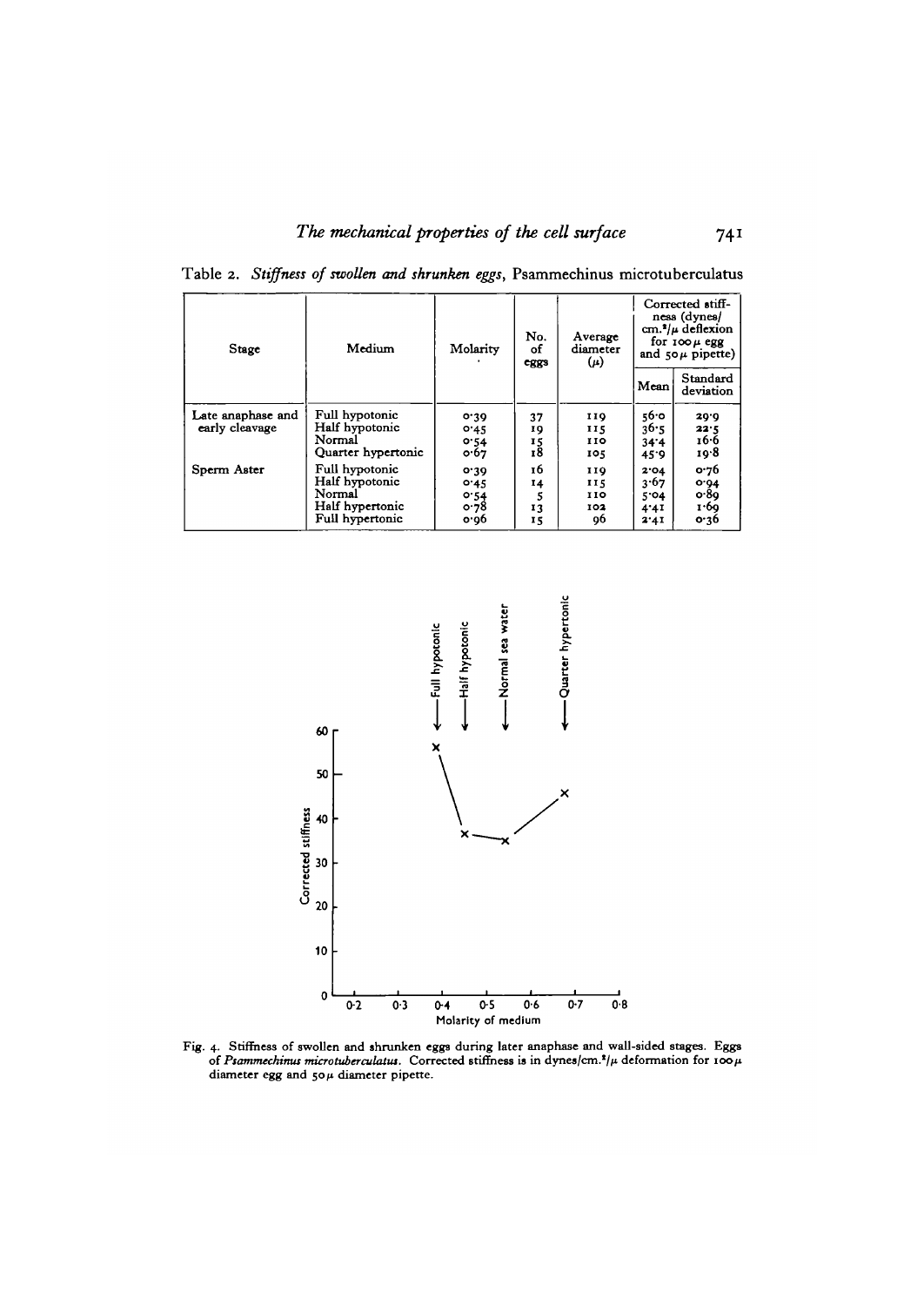Table 2. *Stiffness of swollen and shrunken eggs*, Psammechinus microtuberculatus

| Stage | Medium | Molarity | No. of eggs | Average diameter ($\mu$) | Corrected stiffness (dynes/cm.$^2$/$\mu$ deflexion for 100$\mu$ egg and 50$\mu$ pipette) | |
|---|---|---|---|---|---|---|
| | | | | | Mean | Standard deviation |
| Late anaphase and early cleavage | Full hypotonic | 0·39 | 37 | 119 | 56·0 | 29·9 |
| | Half hypotonic | 0·45 | 19 | 115 | 36·5 | 22·5 |
| | Normal | 0·54 | 15 | 110 | 34·4 | 16·6 |
| | Quarter hypertonic | 0·67 | 18 | 105 | 45·9 | 19·8 |
| Sperm Aster | Full hypotonic | 0·39 | 16 | 119 | 2·04 | 0·76 |
| | Half hypotonic | 0·45 | 14 | 115 | 3·67 | 0·94 |
| | Normal | 0·54 | 5 | 110 | 5·04 | 0·89 |
| | Half hypertonic | 0·78 | 13 | 102 | 4·41 | 1·69 |
| | Full hypertonic | 0·96 | 15 | 96 | 2·41 | 0·36 |

Fig. 4. Stiffness of swollen and shrunken eggs during later anaphase and wall-sided stages. Eggs of *Psammechinus microtuberculatus*. Corrected stiffness is in dynes/cm.$^2$/$\mu$ deformation for 100$\mu$ diameter egg and 50$\mu$ diameter pipette.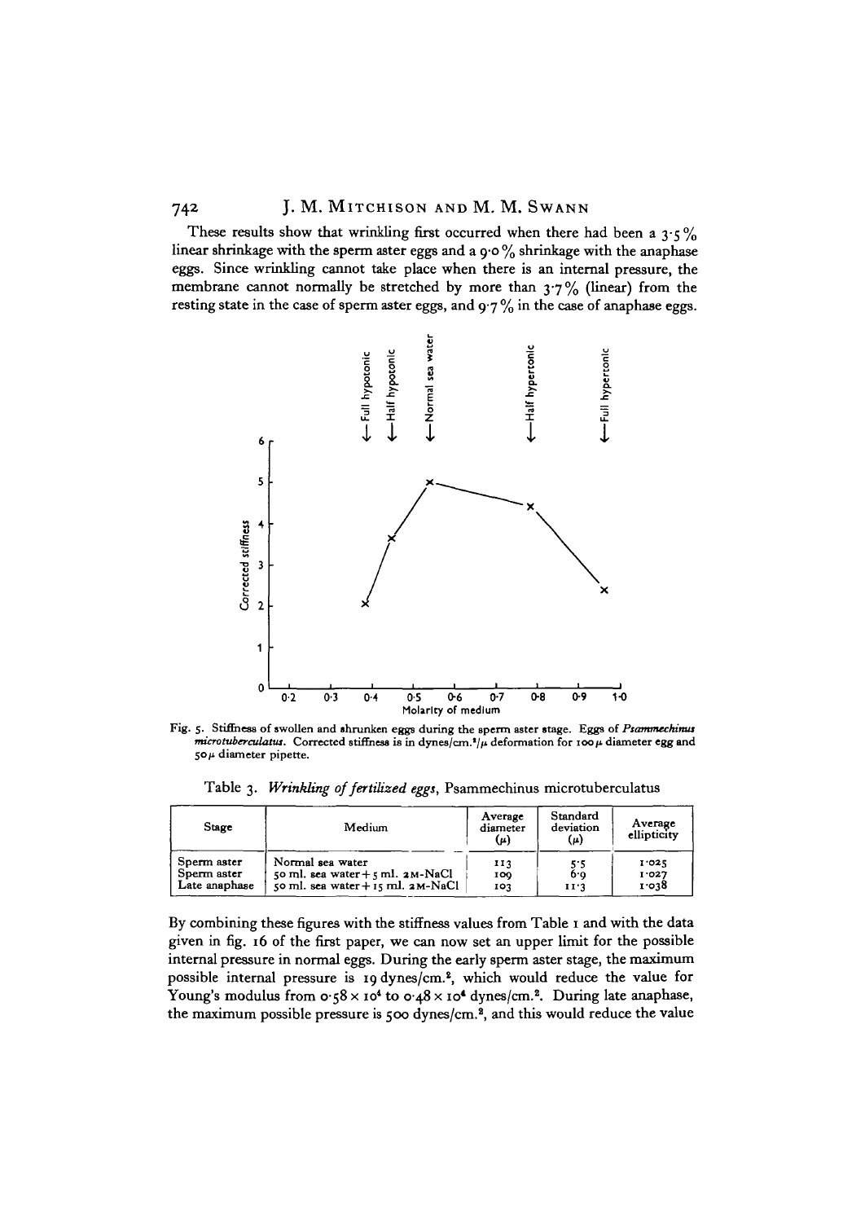These results show that wrinkling first occurred when there had been a 3·5% linear shrinkage with the sperm aster eggs and a 9·0% shrinkage with the anaphase eggs. Since wrinkling cannot take place when there is an internal pressure, the membrane cannot normally be stretched by more than 3·7% (linear) from the resting state in the case of sperm aster eggs, and 9·7% in the case of anaphase eggs.

Fig. 5. Stiffness of swollen and shrunken eggs during the sperm aster stage. Eggs of *Psammechinus microtuberculatus*. Corrected stiffness is in dynes/cm.$^2$/$\mu$ deformation for 100 $\mu$ diameter egg and 50 $\mu$ diameter pipette.

Table 3. *Wrinkling of fertilized eggs*, Psammechinus microtuberculatus

| Stage | Medium | Average diameter ($\mu$) | Standard deviation ($\mu$) | Average ellipticity |
|---|---|---|---|---|
| Sperm aster | Normal sea water | 113 | 5·5 | 1·025 |
| Sperm aster | 50 ml. sea water + 5 ml. 2M-NaCl | 109 | 6·9 | 1·027 |
| Late anaphase | 50 ml. sea water + 15 ml. 2M-NaCl | 103 | 11·3 | 1·038 |

By combining these figures with the stiffness values from Table 1 and with the data given in fig. 16 of the first paper, we can now set an upper limit for the possible internal pressure in normal eggs. During the early sperm aster stage, the maximum possible internal pressure is 19 dynes/cm.$^2$, which would reduce the value for Young's modulus from $0·58 \times 10^4$ to $0·48 \times 10^4$ dynes/cm.$^2$. During late anaphase, the maximum possible pressure is 500 dynes/cm.$^2$, and this would reduce the value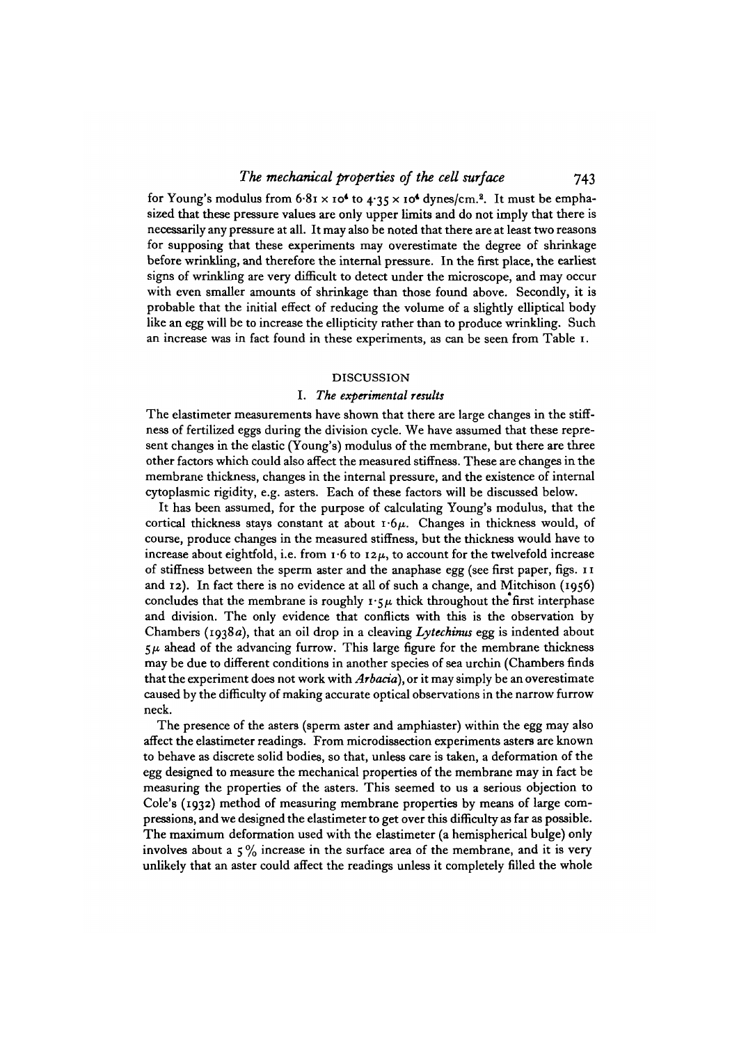for Young's modulus from $6 \cdot 81 \times 10^4$ to $4 \cdot 35 \times 10^4$ dynes/cm.$^2$. It must be emphasized that these pressure values are only upper limits and do not imply that there is necessarily any pressure at all. It may also be noted that there are at least two reasons for supposing that these experiments may overestimate the degree of shrinkage before wrinkling, and therefore the internal pressure. In the first place, the earliest signs of wrinkling are very difficult to detect under the microscope, and may occur with even smaller amounts of shrinkage than those found above. Secondly, it is probable that the initial effect of reducing the volume of a slightly elliptical body like an egg will be to increase the ellipticity rather than to produce wrinkling. Such an increase was in fact found in these experiments, as can be seen from Table 1.

## DISCUSSION

### I. *The experimental results*

The elastimeter measurements have shown that there are large changes in the stiffness of fertilized eggs during the division cycle. We have assumed that these represent changes in the elastic (Young's) modulus of the membrane, but there are three other factors which could also affect the measured stiffness. These are changes in the membrane thickness, changes in the internal pressure, and the existence of internal cytoplasmic rigidity, e.g. asters. Each of these factors will be discussed below.

It has been assumed, for the purpose of calculating Young's modulus, that the cortical thickness stays constant at about $1 \cdot 6 \mu$. Changes in thickness would, of course, produce changes in the measured stiffness, but the thickness would have to increase about eightfold, i.e. from $1 \cdot 6$ to $12 \mu$, to account for the twelvefold increase of stiffness between the sperm aster and the anaphase egg (see first paper, figs. 11 and 12). In fact there is no evidence at all of such a change, and Mitchison (1956) concludes that the membrane is roughly $1 \cdot 5 \mu$ thick throughout the first interphase and division. The only evidence that conflicts with this is the observation by Chambers (1938*a*), that an oil drop in a cleaving *Lytechinus* egg is indented about $5 \mu$ ahead of the advancing furrow. This large figure for the membrane thickness may be due to different conditions in another species of sea urchin (Chambers finds that the experiment does not work with *Arbacia*), or it may simply be an overestimate caused by the difficulty of making accurate optical observations in the narrow furrow neck.

The presence of the asters (sperm aster and amphiaster) within the egg may also affect the elastimeter readings. From microdissection experiments asters are known to behave as discrete solid bodies, so that, unless care is taken, a deformation of the egg designed to measure the mechanical properties of the membrane may in fact be measuring the properties of the asters. This seemed to us a serious objection to Cole's (1932) method of measuring membrane properties by means of large compressions, and we designed the elastimeter to get over this difficulty as far as possible. The maximum deformation used with the elastimeter (a hemispherical bulge) only involves about a 5% increase in the surface area of the membrane, and it is very unlikely that an aster could affect the readings unless it completely filled the whole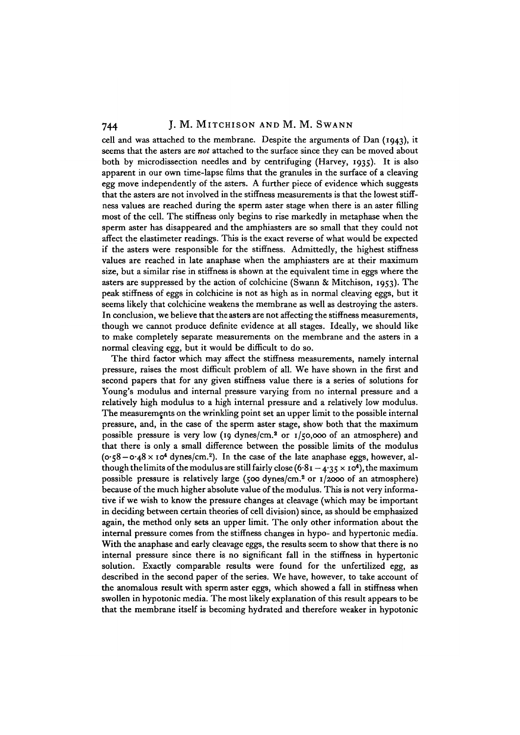cell and was attached to the membrane. Despite the arguments of Dan (1943), it seems that the asters are *not* attached to the surface since they can be moved about both by microdissection needles and by centrifuging (Harvey, 1935). It is also apparent in our own time-lapse films that the granules in the surface of a cleaving egg move independently of the asters. A further piece of evidence which suggests that the asters are not involved in the stiffness measurements is that the lowest stiffness values are reached during the sperm aster stage when there is an aster filling most of the cell. The stiffness only begins to rise markedly in metaphase when the sperm aster has disappeared and the amphiasters are so small that they could not affect the elastimeter readings. This is the exact reverse of what would be expected if the asters were responsible for the stiffness. Admittedly, the highest stiffness values are reached in late anaphase when the amphiasters are at their maximum size, but a similar rise in stiffness is shown at the equivalent time in eggs where the asters are suppressed by the action of colchicine (Swann & Mitchison, 1953). The peak stiffness of eggs in colchicine is not as high as in normal cleaving eggs, but it seems likely that colchicine weakens the membrane as well as destroying the asters. In conclusion, we believe that the asters are not affecting the stiffness measurements, though we cannot produce definite evidence at all stages. Ideally, we should like to make completely separate measurements on the membrane and the asters in a normal cleaving egg, but it would be difficult to do so.

The third factor which may affect the stiffness measurements, namely internal pressure, raises the most difficult problem of all. We have shown in the first and second papers that for any given stiffness value there is a series of solutions for Young's modulus and internal pressure varying from no internal pressure and a relatively high modulus to a high internal pressure and a relatively low modulus. The measurements on the wrinkling point set an upper limit to the possible internal pressure, and, in the case of the sperm aster stage, show both that the maximum possible pressure is very low (19 dynes/cm.$^2$ or 1/50,000 of an atmosphere) and that there is only a small difference between the possible limits of the modulus ($0\cdot58-0\cdot48\times10^4$ dynes/cm.$^2$). In the case of the late anaphase eggs, however, although the limits of the modulus are still fairly close ($6\cdot81-4\cdot35\times10^4$), the maximum possible pressure is relatively large (500 dynes/cm.$^2$ or 1/2000 of an atmosphere) because of the much higher absolute value of the modulus. This is not very informative if we wish to know the pressure changes at cleavage (which may be important in deciding between certain theories of cell division) since, as should be emphasized again, the method only sets an upper limit. The only other information about the internal pressure comes from the stiffness changes in hypo- and hypertonic media. With the anaphase and early cleavage eggs, the results seem to show that there is no internal pressure since there is no significant fall in the stiffness in hypertonic solution. Exactly comparable results were found for the unfertilized egg, as described in the second paper of the series. We have, however, to take account of the anomalous result with sperm aster eggs, which showed a fall in stiffness when swollen in hypotonic media. The most likely explanation of this result appears to be that the membrane itself is becoming hydrated and therefore weaker in hypotonic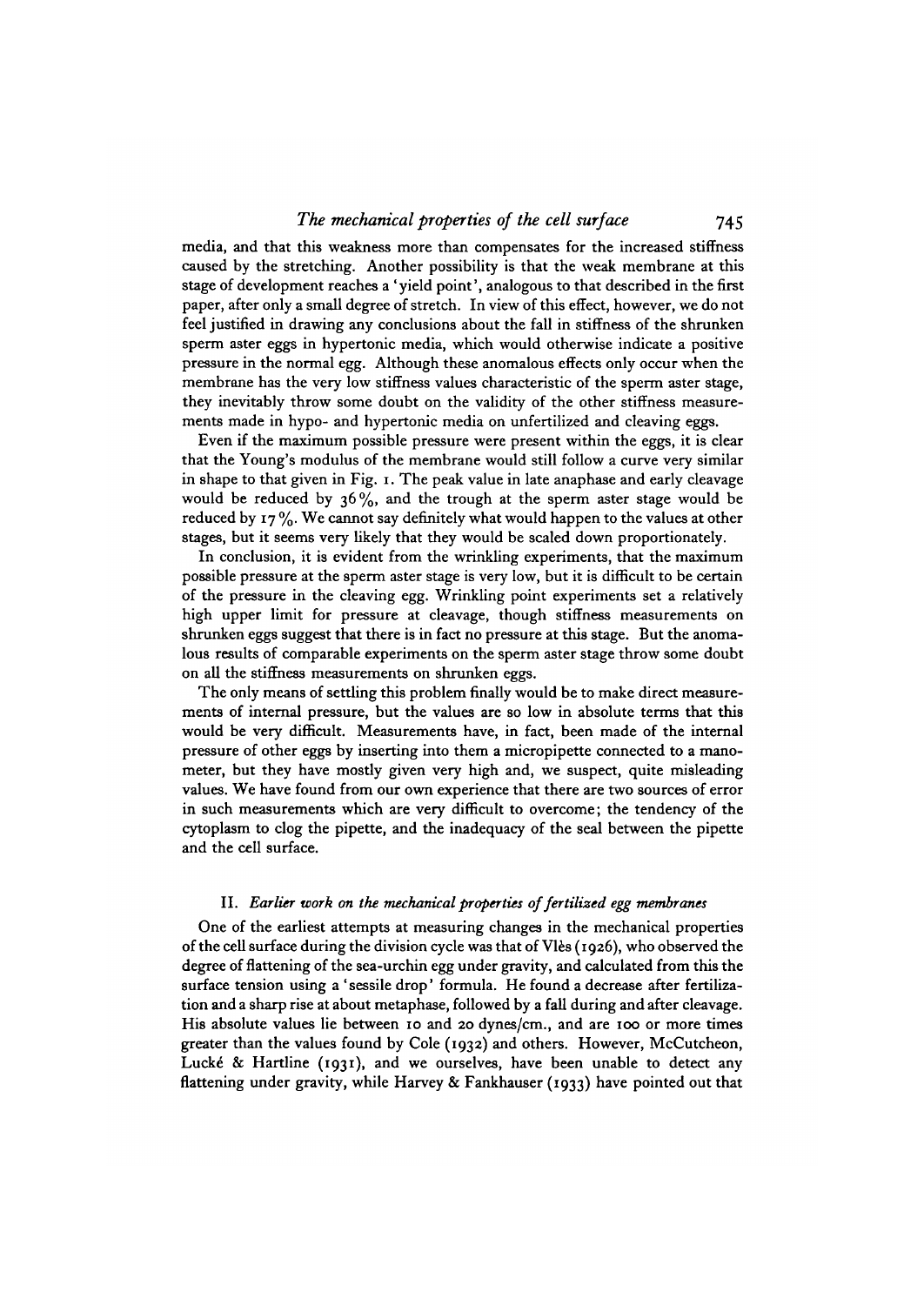media, and that this weakness more than compensates for the increased stiffness caused by the stretching. Another possibility is that the weak membrane at this stage of development reaches a 'yield point', analogous to that described in the first paper, after only a small degree of stretch. In view of this effect, however, we do not feel justified in drawing any conclusions about the fall in stiffness of the shrunken sperm aster eggs in hypertonic media, which would otherwise indicate a positive pressure in the normal egg. Although these anomalous effects only occur when the membrane has the very low stiffness values characteristic of the sperm aster stage, they inevitably throw some doubt on the validity of the other stiffness measurements made in hypo- and hypertonic media on unfertilized and cleaving eggs.

Even if the maximum possible pressure were present within the eggs, it is clear that the Young's modulus of the membrane would still follow a curve very similar in shape to that given in Fig. 1. The peak value in late anaphase and early cleavage would be reduced by 36%, and the trough at the sperm aster stage would be reduced by 17%. We cannot say definitely what would happen to the values at other stages, but it seems very likely that they would be scaled down proportionately.

In conclusion, it is evident from the wrinkling experiments, that the maximum possible pressure at the sperm aster stage is very low, but it is difficult to be certain of the pressure in the cleaving egg. Wrinkling point experiments set a relatively high upper limit for pressure at cleavage, though stiffness measurements on shrunken eggs suggest that there is in fact no pressure at this stage. But the anomalous results of comparable experiments on the sperm aster stage throw some doubt on all the stiffness measurements on shrunken eggs.

The only means of settling this problem finally would be to make direct measurements of internal pressure, but the values are so low in absolute terms that this would be very difficult. Measurements have, in fact, been made of the internal pressure of other eggs by inserting into them a micropipette connected to a manometer, but they have mostly given very high and, we suspect, quite misleading values. We have found from our own experience that there are two sources of error in such measurements which are very difficult to overcome; the tendency of the cytoplasm to clog the pipette, and the inadequacy of the seal between the pipette and the cell surface.

## II. *Earlier work on the mechanical properties of fertilized egg membranes*

One of the earliest attempts at measuring changes in the mechanical properties of the cell surface during the division cycle was that of Vlès (1926), who observed the degree of flattening of the sea-urchin egg under gravity, and calculated from this the surface tension using a 'sessile drop' formula. He found a decrease after fertilization and a sharp rise at about metaphase, followed by a fall during and after cleavage. His absolute values lie between 10 and 20 dynes/cm., and are 100 or more times greater than the values found by Cole (1932) and others. However, McCutcheon, Lucké & Hartline (1931), and we ourselves, have been unable to detect any flattening under gravity, while Harvey & Fankhauser (1933) have pointed out that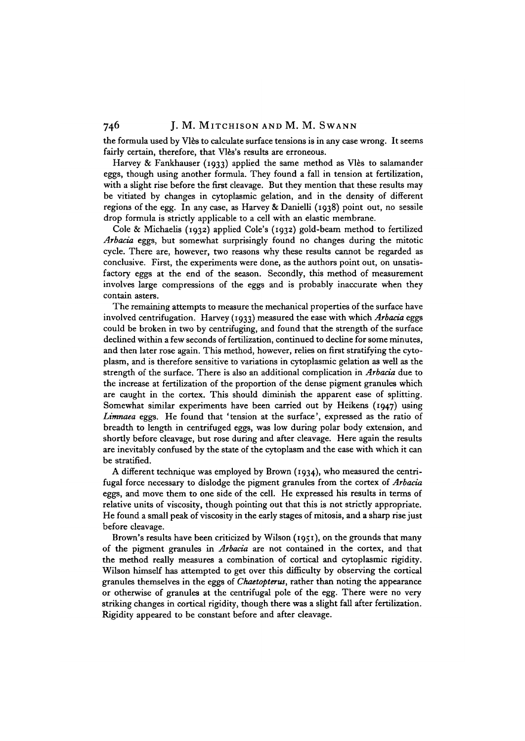the formula used by Vlès to calculate surface tensions is in any case wrong. It seems fairly certain, therefore, that Vlès's results are erroneous.

Harvey & Fankhauser (1933) applied the same method as Vlès to salamander eggs, though using another formula. They found a fall in tension at fertilization, with a slight rise before the first cleavage. But they mention that these results may be vitiated by changes in cytoplasmic gelation, and in the density of different regions of the egg. In any case, as Harvey & Danielli (1938) point out, no sessile drop formula is strictly applicable to a cell with an elastic membrane.

Cole & Michaelis (1932) applied Cole's (1932) gold-beam method to fertilized *Arbacia* eggs, but somewhat surprisingly found no changes during the mitotic cycle. There are, however, two reasons why these results cannot be regarded as conclusive. First, the experiments were done, as the authors point out, on unsatisfactory eggs at the end of the season. Secondly, this method of measurement involves large compressions of the eggs and is probably inaccurate when they contain asters.

The remaining attempts to measure the mechanical properties of the surface have involved centrifugation. Harvey (1933) measured the ease with which *Arbacia* eggs could be broken in two by centrifuging, and found that the strength of the surface declined within a few seconds of fertilization, continued to decline for some minutes, and then later rose again. This method, however, relies on first stratifying the cytoplasm, and is therefore sensitive to variations in cytoplasmic gelation as well as the strength of the surface. There is also an additional complication in *Arbacia* due to the increase at fertilization of the proportion of the dense pigment granules which are caught in the cortex. This should diminish the apparent ease of splitting. Somewhat similar experiments have been carried out by Heikens (1947) using *Limnaea* eggs. He found that 'tension at the surface', expressed as the ratio of breadth to length in centrifuged eggs, was low during polar body extension, and shortly before cleavage, but rose during and after cleavage. Here again the results are inevitably confused by the state of the cytoplasm and the ease with which it can be stratified.

A different technique was employed by Brown (1934), who measured the centrifugal force necessary to dislodge the pigment granules from the cortex of *Arbacia* eggs, and move them to one side of the cell. He expressed his results in terms of relative units of viscosity, though pointing out that this is not strictly appropriate. He found a small peak of viscosity in the early stages of mitosis, and a sharp rise just before cleavage.

Brown's results have been criticized by Wilson (1951), on the grounds that many of the pigment granules in *Arbacia* are not contained in the cortex, and that the method really measures a combination of cortical and cytoplasmic rigidity. Wilson himself has attempted to get over this difficulty by observing the cortical granules themselves in the eggs of *Chaetopterus*, rather than noting the appearance or otherwise of granules at the centrifugal pole of the egg. There were no very striking changes in cortical rigidity, though there was a slight fall after fertilization. Rigidity appeared to be constant before and after cleavage.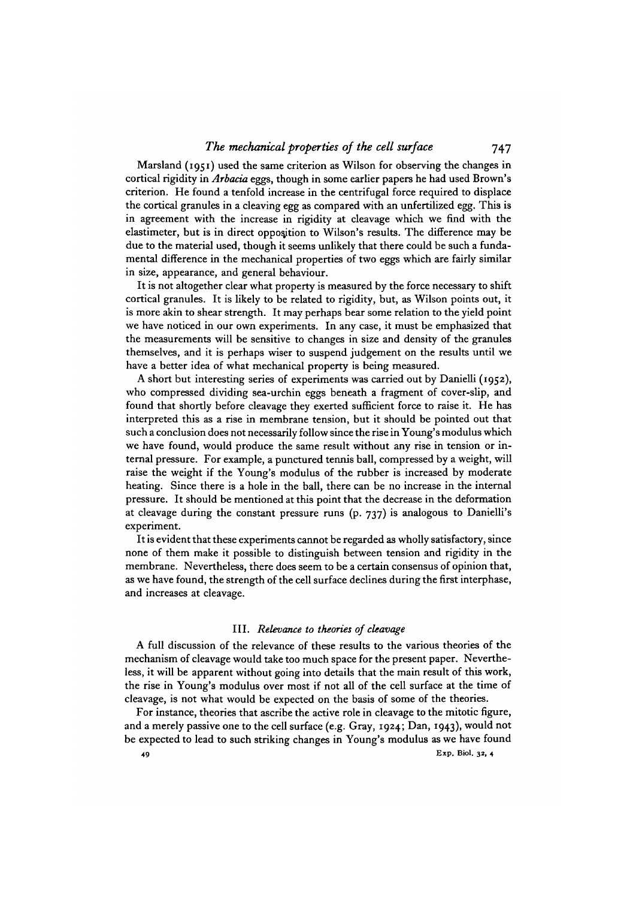Marsland (1951) used the same criterion as Wilson for observing the changes in cortical rigidity in *Arbacia* eggs, though in some earlier papers he had used Brown's criterion. He found a tenfold increase in the centrifugal force required to displace the cortical granules in a cleaving egg as compared with an unfertilized egg. This is in agreement with the increase in rigidity at cleavage which we find with the elastimeter, but is in direct opposition to Wilson's results. The difference may be due to the material used, though it seems unlikely that there could be such a fundamental difference in the mechanical properties of two eggs which are fairly similar in size, appearance, and general behaviour.

It is not altogether clear what property is measured by the force necessary to shift cortical granules. It is likely to be related to rigidity, but, as Wilson points out, it is more akin to shear strength. It may perhaps bear some relation to the yield point we have noticed in our own experiments. In any case, it must be emphasized that the measurements will be sensitive to changes in size and density of the granules themselves, and it is perhaps wiser to suspend judgement on the results until we have a better idea of what mechanical property is being measured.

A short but interesting series of experiments was carried out by Danielli (1952), who compressed dividing sea-urchin eggs beneath a fragment of cover-slip, and found that shortly before cleavage they exerted sufficient force to raise it. He has interpreted this as a rise in membrane tension, but it should be pointed out that such a conclusion does not necessarily follow since the rise in Young's modulus which we have found, would produce the same result without any rise in tension or internal pressure. For example, a punctured tennis ball, compressed by a weight, will raise the weight if the Young's modulus of the rubber is increased by moderate heating. Since there is a hole in the ball, there can be no increase in the internal pressure. It should be mentioned at this point that the decrease in the deformation at cleavage during the constant pressure runs (p. 737) is analogous to Danielli's experiment.

It is evident that these experiments cannot be regarded as wholly satisfactory, since none of them make it possible to distinguish between tension and rigidity in the membrane. Nevertheless, there does seem to be a certain consensus of opinion that, as we have found, the strength of the cell surface declines during the first interphase, and increases at cleavage.

### III. *Relevance to theories of cleavage*

A full discussion of the relevance of these results to the various theories of the mechanism of cleavage would take too much space for the present paper. Nevertheless, it will be apparent without going into details that the main result of this work, the rise in Young's modulus over most if not all of the cell surface at the time of cleavage, is not what would be expected on the basis of some of the theories.

For instance, theories that ascribe the active role in cleavage to the mitotic figure, and a merely passive one to the cell surface (e.g. Gray, 1924; Dan, 1943), would not be expected to lead to such striking changes in Young's modulus as we have found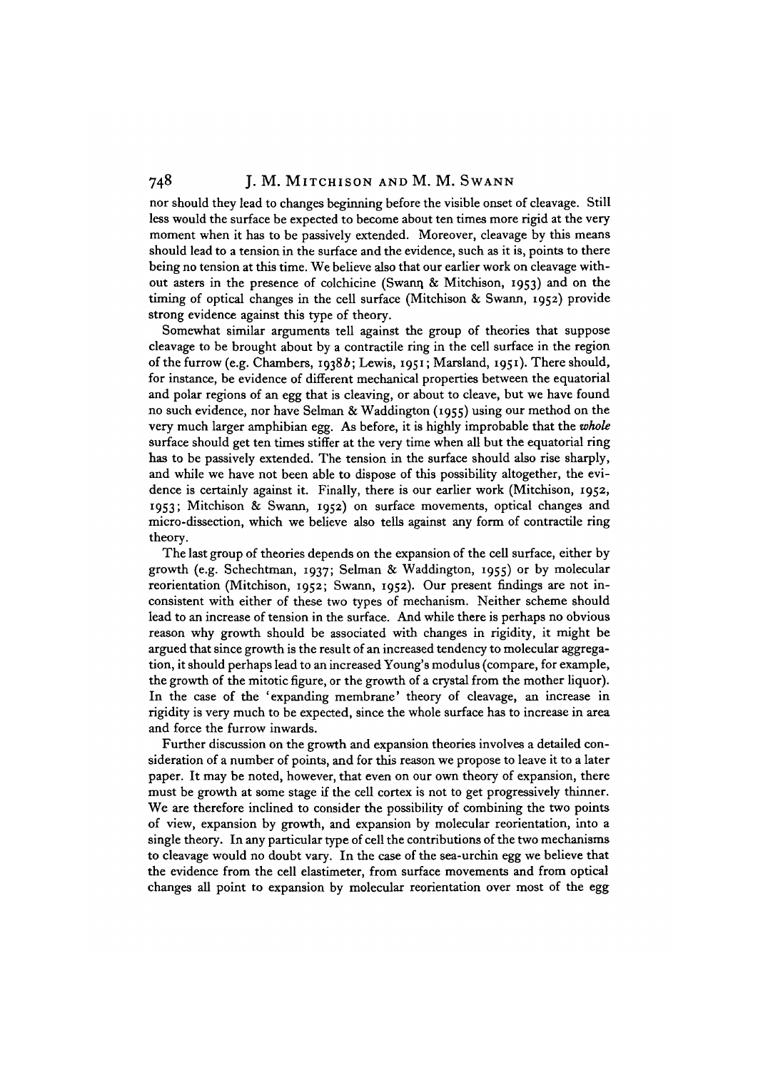nor should they lead to changes beginning before the visible onset of cleavage. Still less would the surface be expected to become about ten times more rigid at the very moment when it has to be passively extended. Moreover, cleavage by this means should lead to a tension in the surface and the evidence, such as it is, points to there being no tension at this time. We believe also that our earlier work on cleavage without asters in the presence of colchicine (Swann & Mitchison, 1953) and on the timing of optical changes in the cell surface (Mitchison & Swann, 1952) provide strong evidence against this type of theory.

Somewhat similar arguments tell against the group of theories that suppose cleavage to be brought about by a contractile ring in the cell surface in the region of the furrow (e.g. Chambers, 1938*b*; Lewis, 1951; Marsland, 1951). There should, for instance, be evidence of different mechanical properties between the equatorial and polar regions of an egg that is cleaving, or about to cleave, but we have found no such evidence, nor have Selman & Waddington (1955) using our method on the very much larger amphibian egg. As before, it is highly improbable that the *whole* surface should get ten times stiffer at the very time when all but the equatorial ring has to be passively extended. The tension in the surface should also rise sharply, and while we have not been able to dispose of this possibility altogether, the evidence is certainly against it. Finally, there is our earlier work (Mitchison, 1952, 1953; Mitchison & Swann, 1952) on surface movements, optical changes and micro-dissection, which we believe also tells against any form of contractile ring theory.

The last group of theories depends on the expansion of the cell surface, either by growth (e.g. Schechtman, 1937; Selman & Waddington, 1955) or by molecular reorientation (Mitchison, 1952; Swann, 1952). Our present findings are not inconsistent with either of these two types of mechanism. Neither scheme should lead to an increase of tension in the surface. And while there is perhaps no obvious reason why growth should be associated with changes in rigidity, it might be argued that since growth is the result of an increased tendency to molecular aggregation, it should perhaps lead to an increased Young's modulus (compare, for example, the growth of the mitotic figure, or the growth of a crystal from the mother liquor). In the case of the 'expanding membrane' theory of cleavage, an increase in rigidity is very much to be expected, since the whole surface has to increase in area and force the furrow inwards.

Further discussion on the growth and expansion theories involves a detailed consideration of a number of points, and for this reason we propose to leave it to a later paper. It may be noted, however, that even on our own theory of expansion, there must be growth at some stage if the cell cortex is not to get progressively thinner. We are therefore inclined to consider the possibility of combining the two points of view, expansion by growth, and expansion by molecular reorientation, into a single theory. In any particular type of cell the contributions of the two mechanisms to cleavage would no doubt vary. In the case of the sea-urchin egg we believe that the evidence from the cell elastimeter, from surface movements and from optical changes all point to expansion by molecular reorientation over most of the egg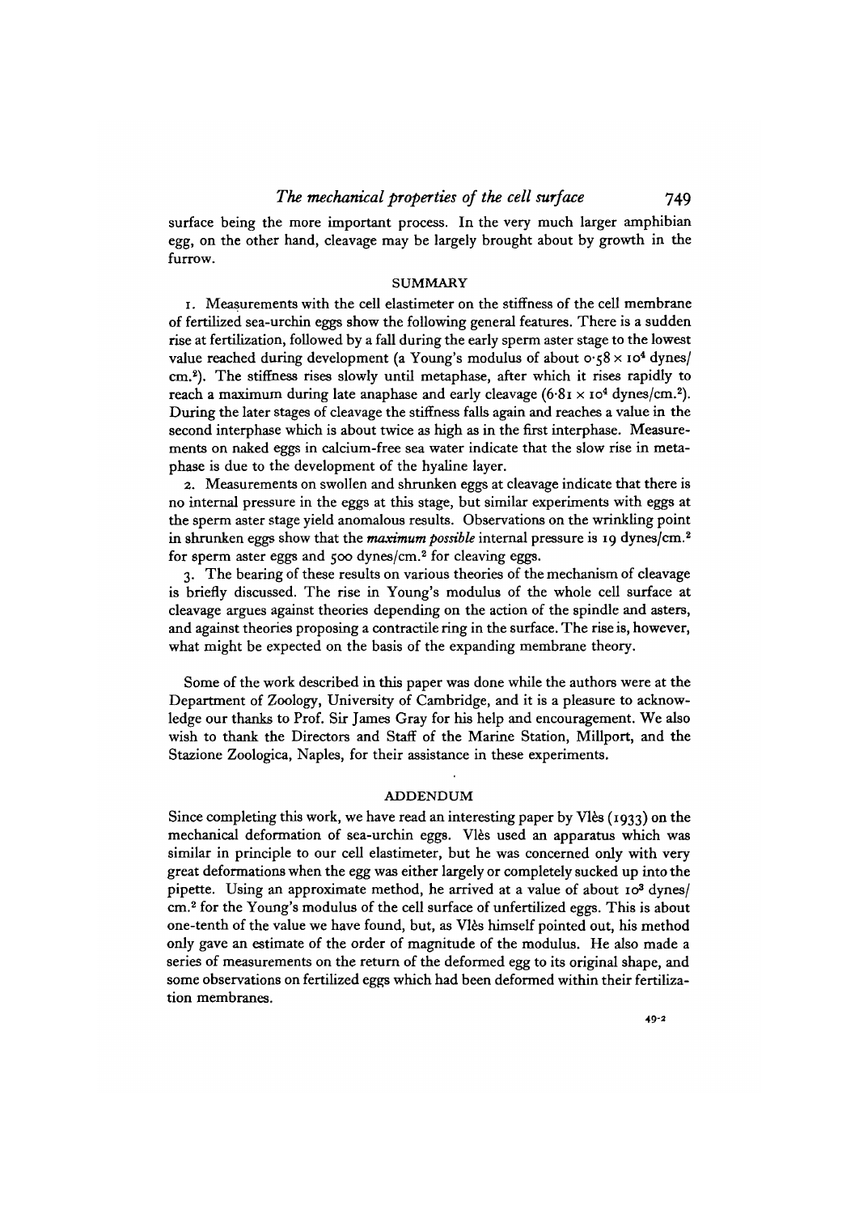surface being the more important process. In the very much larger amphibian egg, on the other hand, cleavage may be largely brought about by growth in the furrow.

## SUMMARY

1. Measurements with the cell elastimeter on the stiffness of the cell membrane of fertilized sea-urchin eggs show the following general features. There is a sudden rise at fertilization, followed by a fall during the early sperm aster stage to the lowest value reached during development (a Young's modulus of about $0 \cdot 58 \times 10^4$ dynes/cm.$^2$). The stiffness rises slowly until metaphase, after which it rises rapidly to reach a maximum during late anaphase and early cleavage ($6 \cdot 81 \times 10^4$ dynes/cm.$^2$). During the later stages of cleavage the stiffness falls again and reaches a value in the second interphase which is about twice as high as in the first interphase. Measurements on naked eggs in calcium-free sea water indicate that the slow rise in metaphase is due to the development of the hyaline layer.

2. Measurements on swollen and shrunken eggs at cleavage indicate that there is no internal pressure in the eggs at this stage, but similar experiments with eggs at the sperm aster stage yield anomalous results. Observations on the wrinkling point in shrunken eggs show that the ***maximum possible*** internal pressure is 19 dynes/cm.$^2$ for sperm aster eggs and 500 dynes/cm.$^2$ for cleaving eggs.

3. The bearing of these results on various theories of the mechanism of cleavage is briefly discussed. The rise in Young's modulus of the whole cell surface at cleavage argues against theories depending on the action of the spindle and asters, and against theories proposing a contractile ring in the surface. The rise is, however, what might be expected on the basis of the expanding membrane theory.

Some of the work described in this paper was done while the authors were at the Department of Zoology, University of Cambridge, and it is a pleasure to acknowledge our thanks to Prof. Sir James Gray for his help and encouragement. We also wish to thank the Directors and Staff of the Marine Station, Millport, and the Stazione Zoologica, Naples, for their assistance in these experiments.

## ADDENDUM

Since completing this work, we have read an interesting paper by Vlès (1933) on the mechanical deformation of sea-urchin eggs. Vlès used an apparatus which was similar in principle to our cell elastimeter, but he was concerned only with very great deformations when the egg was either largely or completely sucked up into the pipette. Using an approximate method, he arrived at a value of about $10^3$ dynes/cm.$^2$ for the Young's modulus of the cell surface of unfertilized eggs. This is about one-tenth of the value we have found, but, as Vlès himself pointed out, his method only gave an estimate of the order of magnitude of the modulus. He also made a series of measurements on the return of the deformed egg to its original shape, and some observations on fertilized eggs which had been deformed within their fertilization membranes.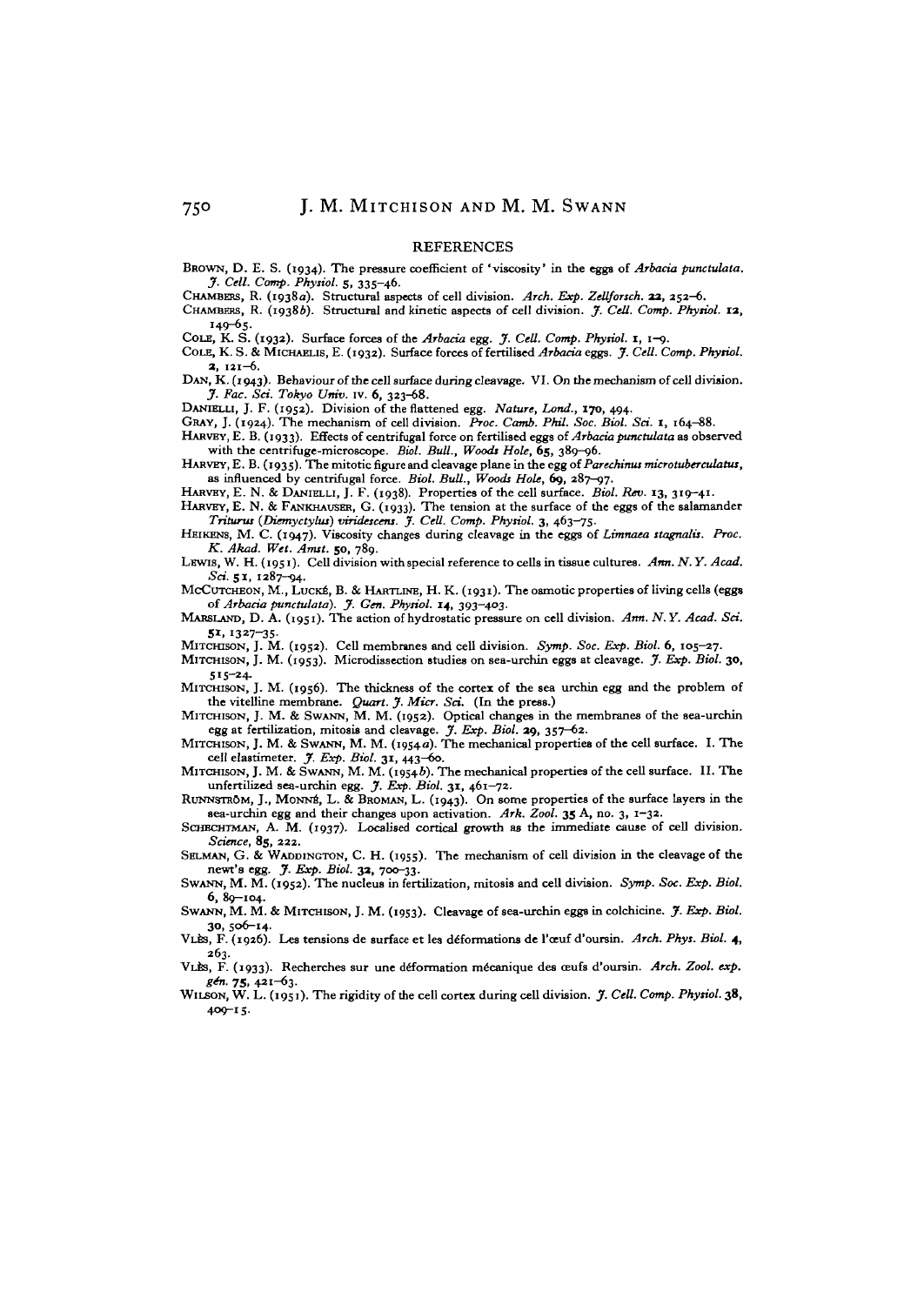## REFERENCES

Brown, D. E. S. (1934). The pressure coefficient of 'viscosity' in the eggs of *Arbacia punctulata*. *J. Cell. Comp. Physiol.* 5, 335–46.

Chambers, R. (1938*a*). Structural aspects of cell division. *Arch. Exp. Zellforsch.* 22, 252–6.

Chambers, R. (1938*b*). Structural and kinetic aspects of cell division. *J. Cell. Comp. Physiol.* 12, 149–65.

Cole, K. S. (1932). Surface forces of the *Arbacia* egg. *J. Cell. Comp. Physiol.* 1, 1–9.

Cole, K. S. & Michaelis, E. (1932). Surface forces of fertilised *Arbacia* eggs. *J. Cell. Comp. Physiol.* 2, 121–6.

Dan, K. (1943). Behaviour of the cell surface during cleavage. VI. On the mechanism of cell division. *J. Fac. Sci. Tokyo Univ.* iv. 6, 323–68.

Danielli, J. F. (1952). Division of the flattened egg. *Nature, Lond.*, 170, 494.

Gray, J. (1924). The mechanism of cell division. *Proc. Camb. Phil. Soc. Biol. Sci.* 1, 164–88.

Harvey, E. B. (1933). Effects of centrifugal force on fertilised eggs of *Arbacia punctulata* as observed with the centrifuge-microscope. *Biol. Bull., Woods Hole*, 65, 389–96.

Harvey, E. B. (1935). The mitotic figure and cleavage plane in the egg of *Parechinus microtuberculatus*, as influenced by centrifugal force. *Biol. Bull., Woods Hole*, 69, 287–97.

Harvey, E. N. & Danielli, J. F. (1938). Properties of the cell surface. *Biol. Rev.* 13, 319–41.

Harvey, E. N. & Fankhauser, G. (1933). The tension at the surface of the eggs of the salamander *Triturus* (*Diemyctylus*) *viridescens*. *J. Cell. Comp. Physiol.* 3, 463–75.

Heikens, M. C. (1947). Viscosity changes during cleavage in the eggs of *Limnaea stagnalis*. *Proc. K. Akad. Wet. Amst.* 50, 789.

Lewis, W. H. (1951). Cell division with special reference to cells in tissue cultures. *Ann. N.Y. Acad. Sci.* 51, 1287–94.

McCutcheon, M., Lucké, B. & Hartline, H. K. (1931). The osmotic properties of living cells (eggs of *Arbacia punctulata*). *J. Gen. Physiol.* 14, 393–403.

Marsland, D. A. (1951). The action of hydrostatic pressure on cell division. *Ann. N.Y. Acad. Sci.* 51, 1327–35.

Mitchison, J. M. (1952). Cell membranes and cell division. *Symp. Soc. Exp. Biol.* 6, 105–27.

Mitchison, J. M. (1953). Microdissection studies on sea-urchin eggs at cleavage. *J. Exp. Biol.* 30, 515–24.

Mitchison, J. M. (1956). The thickness of the cortex of the sea urchin egg and the problem of the vitelline membrane. *Quart. J. Micr. Sci.* (In the press.)

Mitchison, J. M. & Swann, M. M. (1952). Optical changes in the membranes of the sea-urchin egg at fertilization, mitosis and cleavage. *J. Exp. Biol.* 29, 357–62.

Mitchison, J. M. & Swann, M. M. (1954*a*). The mechanical properties of the cell surface. I. The cell elastimeter. *J. Exp. Biol.* 31, 443–60.

Mitchison, J. M. & Swann, M. M. (1954*b*). The mechanical properties of the cell surface. II. The unfertilized sea-urchin egg. *J. Exp. Biol.* 31, 461–72.

Runnström, J., Monné, L. & Broman, L. (1943). On some properties of the surface layers in the sea-urchin egg and their changes upon activation. *Ark. Zool.* 35 A, no. 3, 1–32.

Schechtman, A. M. (1937). Localised cortical growth as the immediate cause of cell division. *Science*, 85, 222.

Selman, G. & Waddington, C. H. (1955). The mechanism of cell division in the cleavage of the newt's egg. *J. Exp. Biol.* 32, 700–33.

Swann, M. M. (1952). The nucleus in fertilization, mitosis and cell division. *Symp. Soc. Exp. Biol.* 6, 89–104.

Swann, M. M. & Mitchison, J. M. (1953). Cleavage of sea-urchin eggs in colchicine. *J. Exp. Biol.* 30, 506–14.

Vlès, F. (1926). Les tensions de surface et les déformations de l'œuf d'oursin. *Arch. Phys. Biol.* 4, 263.

Vlès, F. (1933). Recherches sur une déformation mécanique des œufs d'oursin. *Arch. Zool. exp. gén.* 75, 421–63.

Wilson, W. L. (1951). The rigidity of the cell cortex during cell division. *J. Cell. Comp. Physiol.* 38, 409–15.